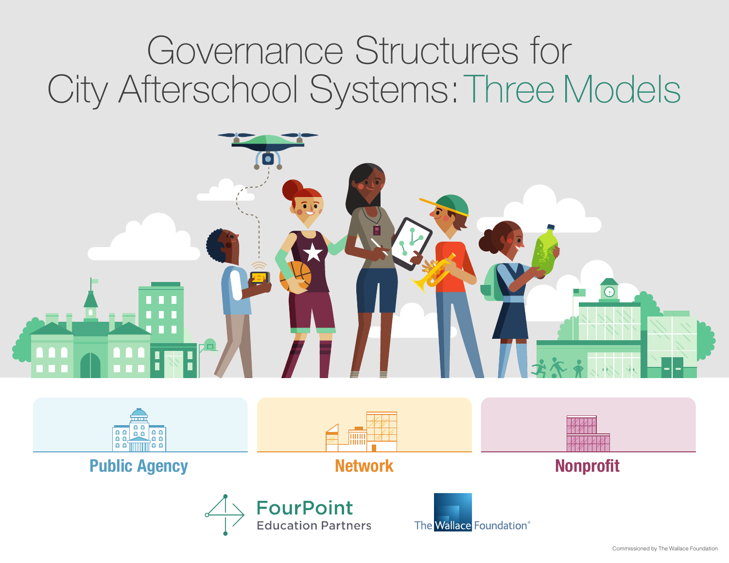# Governance Structures for City Afterschool Systems: Three Models

**Public Agency**

**Network**

**Nonprofit**

FourPoint Education Partners

The Wallace Foundation®

Commissioned by The Wallace Foundation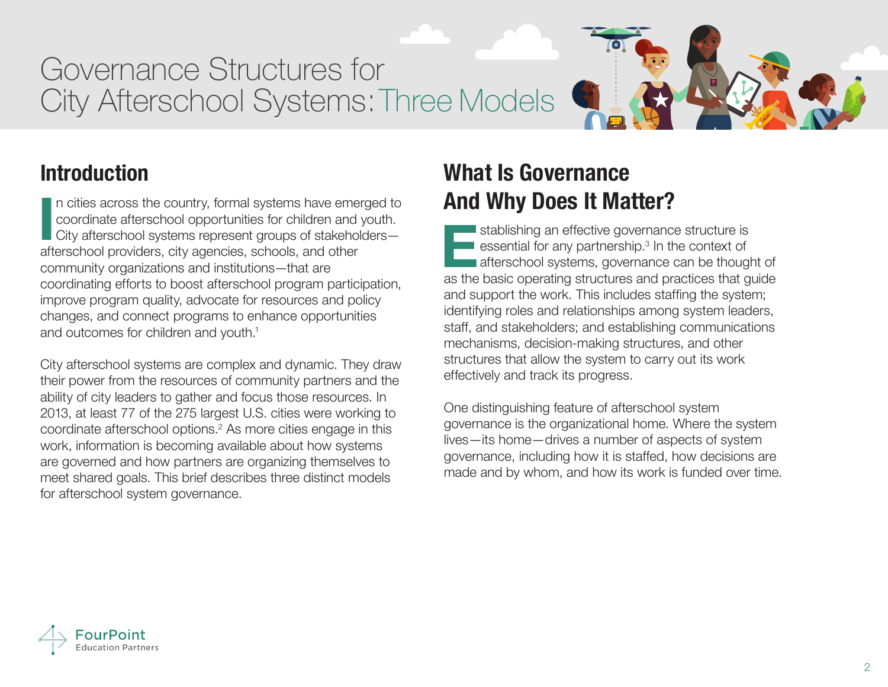# Governance Structures for City Afterschool Systems: Three Models

## Introduction

In cities across the country, formal systems have emerged to coordinate afterschool opportunities for children and youth. City afterschool systems represent groups of stakeholders—afterschool providers, city agencies, schools, and other community organizations and institutions—that are coordinating efforts to boost afterschool program participation, improve program quality, advocate for resources and policy changes, and connect programs to enhance opportunities and outcomes for children and youth.[1]

City afterschool systems are complex and dynamic. They draw their power from the resources of community partners and the ability of city leaders to gather and focus those resources. In 2013, at least 77 of the 275 largest U.S. cities were working to coordinate afterschool options.[2] As more cities engage in this work, information is becoming available about how systems are governed and how partners are organizing themselves to meet shared goals. This brief describes three distinct models for afterschool system governance.

## What Is Governance And Why Does It Matter?

Establishing an effective governance structure is essential for any partnership.[3] In the context of afterschool systems, governance can be thought of as the basic operating structures and practices that guide and support the work. This includes staffing the system; identifying roles and relationships among system leaders, staff, and stakeholders; and establishing communications mechanisms, decision-making structures, and other structures that allow the system to carry out its work effectively and track its progress.

One distinguishing feature of afterschool system governance is the organizational home. Where the system lives—its home—drives a number of aspects of system governance, including how it is staffed, how decisions are made and by whom, and how its work is funded over time.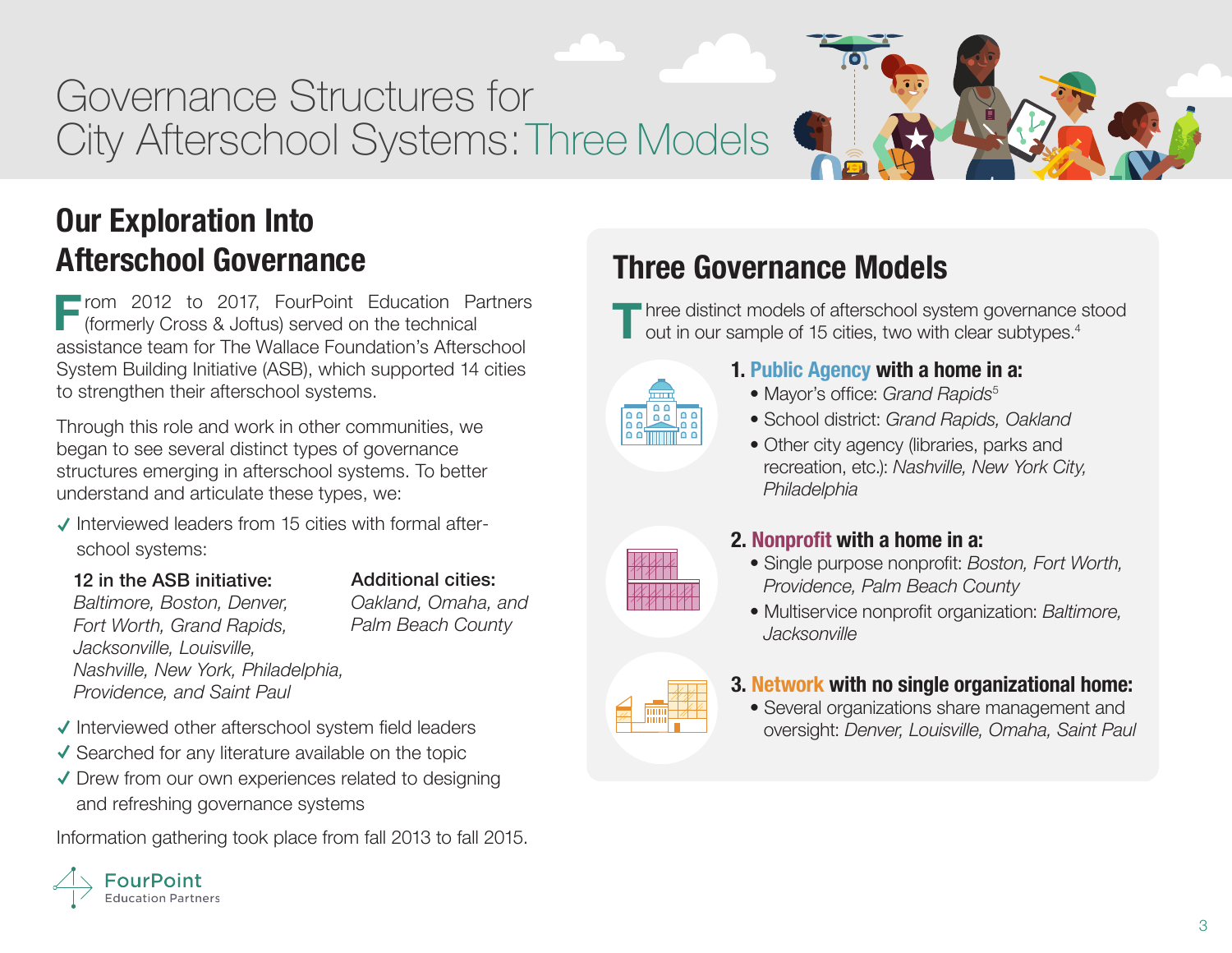# Governance Structures for City Afterschool Systems: Three Models

## Our Exploration Into Afterschool Governance

From 2012 to 2017, FourPoint Education Partners (formerly Cross & Joftus) served on the technical assistance team for The Wallace Foundation's Afterschool System Building Initiative (ASB), which supported 14 cities to strengthen their afterschool systems.

Through this role and work in other communities, we began to see several distinct types of governance structures emerging in afterschool systems. To better understand and articulate these types, we:

- ✓ Interviewed leaders from 15 cities with formal after-school systems:

  **12 in the ASB initiative:**
  *Baltimore, Boston, Denver, Fort Worth, Grand Rapids, Jacksonville, Louisville, Nashville, New York, Philadelphia, Providence, and Saint Paul*

  **Additional cities:**
  *Oakland, Omaha, and Palm Beach County*

- ✓ Interviewed other afterschool system field leaders
- ✓ Searched for any literature available on the topic
- ✓ Drew from our own experiences related to designing and refreshing governance systems

Information gathering took place from fall 2013 to fall 2015.

FourPoint Education Partners

## Three Governance Models

Three distinct models of afterschool system governance stood out in our sample of 15 cities, two with clear subtypes.[4]

**1. Public Agency with a home in a:**

- Mayor's office: *Grand Rapids*[5]
- School district: *Grand Rapids, Oakland*
- Other city agency (libraries, parks and recreation, etc.): *Nashville, New York City, Philadelphia*

**2. Nonprofit with a home in a:**

- Single purpose nonprofit: *Boston, Fort Worth, Providence, Palm Beach County*
- Multiservice nonprofit organization: *Baltimore, Jacksonville*

**3. Network with no single organizational home:**

- Several organizations share management and oversight: *Denver, Louisville, Omaha, Saint Paul*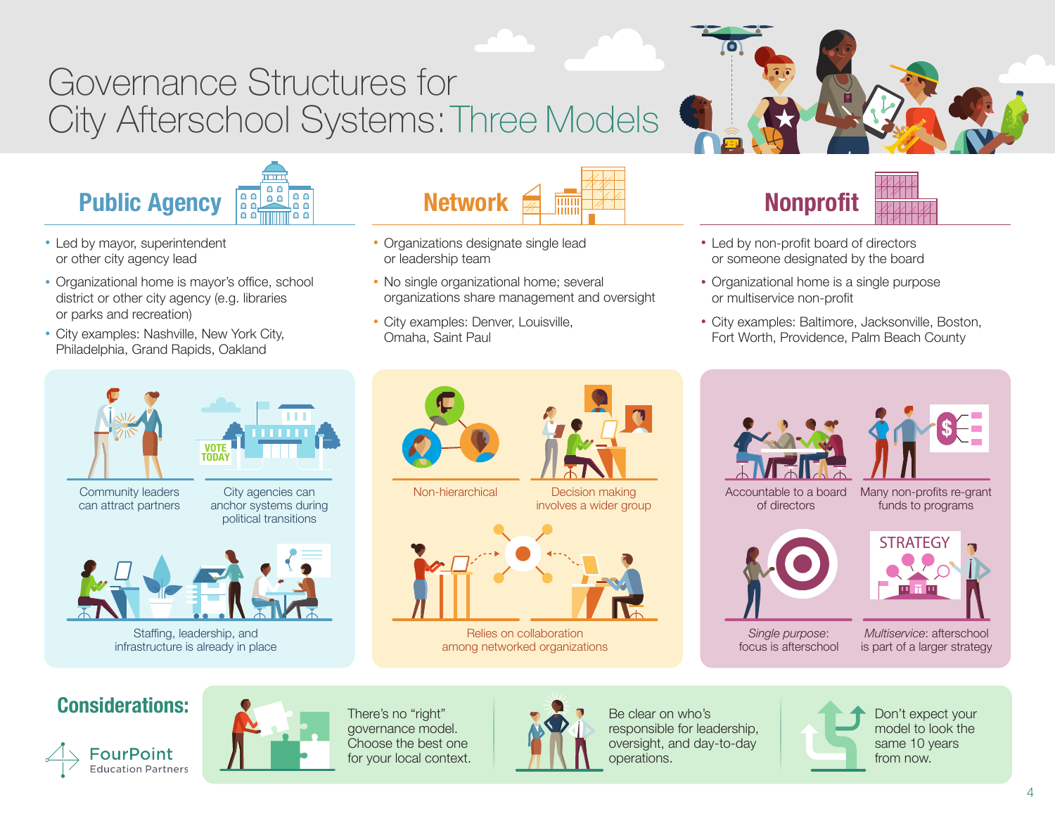# Governance Structures for City Afterschool Systems: Three Models

## Public Agency

- Led by mayor, superintendent or other city agency lead
- Organizational home is mayor's office, school district or other city agency (e.g. libraries or parks and recreation)
- City examples: Nashville, New York City, Philadelphia, Grand Rapids, Oakland

Community leaders can attract partners

City agencies can anchor systems during political transitions

VOTE TODAY

Staffing, leadership, and infrastructure is already in place

## Network

- Organizations designate single lead or leadership team
- No single organizational home; several organizations share management and oversight
- City examples: Denver, Louisville, Omaha, Saint Paul

Non-hierarchical

Decision making involves a wider group

Relies on collaboration among networked organizations

## Nonprofit

- Led by non-profit board of directors or someone designated by the board
- Organizational home is a single purpose or multiservice non-profit
- City examples: Baltimore, Jacksonville, Boston, Fort Worth, Providence, Palm Beach County

Accountable to a board of directors

Many non-profits re-grant funds to programs

*Single purpose*: focus is afterschool

STRATEGY

*Multiservice*: afterschool is part of a larger strategy

## Considerations:

There's no "right" governance model. Choose the best one for your local context.

Be clear on who's responsible for leadership, oversight, and day-to-day operations.

Don't expect your model to look the same 10 years from now.

FourPoint Education Partners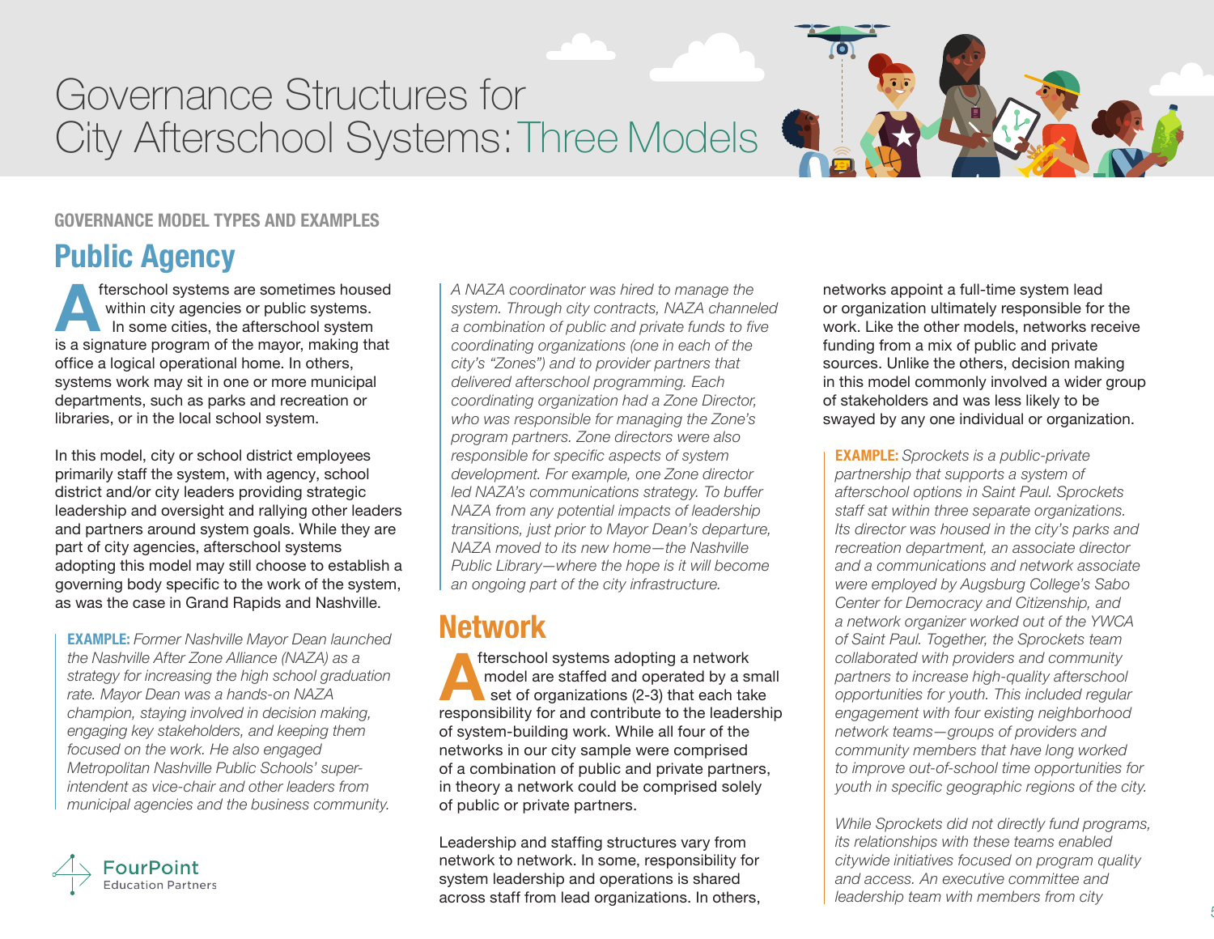# Governance Structures for City Afterschool Systems: Three Models

GOVERNANCE MODEL TYPES AND EXAMPLES

## Public Agency

Afterschool systems are sometimes housed within city agencies or public systems. In some cities, the afterschool system is a signature program of the mayor, making that office a logical operational home. In others, systems work may sit in one or more municipal departments, such as parks and recreation or libraries, or in the local school system.

In this model, city or school district employees primarily staff the system, with agency, school district and/or city leaders providing strategic leadership and oversight and rallying other leaders and partners around system goals. While they are part of city agencies, afterschool systems adopting this model may still choose to establish a governing body specific to the work of the system, as was the case in Grand Rapids and Nashville.

**EXAMPLE:** *Former Nashville Mayor Dean launched the Nashville After Zone Alliance (NAZA) as a strategy for increasing the high school graduation rate. Mayor Dean was a hands-on NAZA champion, staying involved in decision making, engaging key stakeholders, and keeping them focused on the work. He also engaged Metropolitan Nashville Public Schools' superintendent as vice-chair and other leaders from municipal agencies and the business community.*

*A NAZA coordinator was hired to manage the system. Through city contracts, NAZA channeled a combination of public and private funds to five coordinating organizations (one in each of the city's "Zones") and to provider partners that delivered afterschool programming. Each coordinating organization had a Zone Director, who was responsible for managing the Zone's program partners. Zone directors were also responsible for specific aspects of system development. For example, one Zone director led NAZA's communications strategy. To buffer NAZA from any potential impacts of leadership transitions, just prior to Mayor Dean's departure, NAZA moved to its new home—the Nashville Public Library—where the hope is it will become an ongoing part of the city infrastructure.*

## Network

Afterschool systems adopting a network model are staffed and operated by a small set of organizations (2-3) that each take responsibility for and contribute to the leadership of system-building work. While all four of the networks in our city sample were comprised of a combination of public and private partners, in theory a network could be comprised solely of public or private partners.

Leadership and staffing structures vary from network to network. In some, responsibility for system leadership and operations is shared across staff from lead organizations. In others, networks appoint a full-time system lead or organization ultimately responsible for the work. Like the other models, networks receive funding from a mix of public and private sources. Unlike the others, decision making in this model commonly involved a wider group of stakeholders and was less likely to be swayed by any one individual or organization.

**EXAMPLE:** *Sprockets is a public-private partnership that supports a system of afterschool options in Saint Paul. Sprockets staff sat within three separate organizations. Its director was housed in the city's parks and recreation department, an associate director and a communications and network associate were employed by Augsburg College's Sabo Center for Democracy and Citizenship, and a network organizer worked out of the YWCA of Saint Paul. Together, the Sprockets team collaborated with providers and community partners to increase high-quality afterschool opportunities for youth. This included regular engagement with four existing neighborhood network teams—groups of providers and community members that have long worked to improve out-of-school time opportunities for youth in specific geographic regions of the city.*

*While Sprockets did not directly fund programs, its relationships with these teams enabled citywide initiatives focused on program quality and access. An executive committee and leadership team with members from city*

FourPoint Education Partners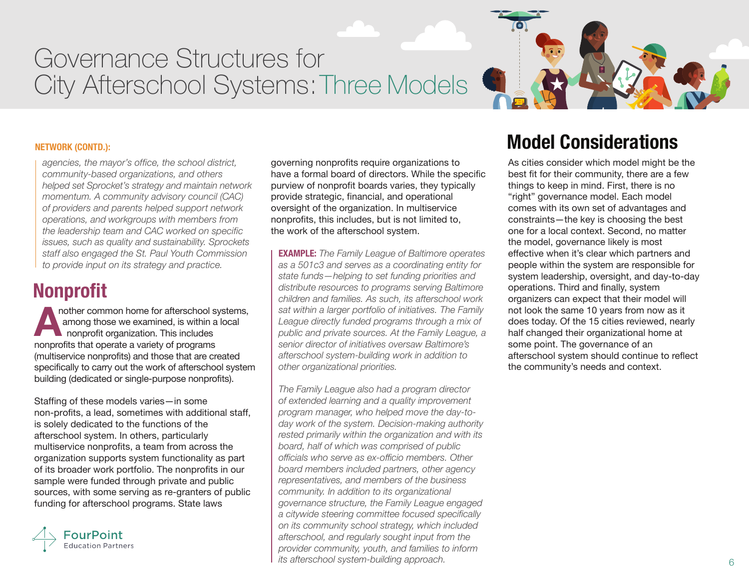**NETWORK (CONTD.):**

*agencies, the mayor's office, the school district, community-based organizations, and others helped set Sprocket's strategy and maintain network momentum. A community advisory council (CAC) of providers and parents helped support network operations, and workgroups with members from the leadership team and CAC worked on specific issues, such as quality and sustainability. Sprockets staff also engaged the St. Paul Youth Commission to provide input on its strategy and practice.*

## Nonprofit

Another common home for afterschool systems, among those we examined, is within a local nonprofit organization. This includes nonprofits that operate a variety of programs (multiservice nonprofits) and those that are created specifically to carry out the work of afterschool system building (dedicated or single-purpose nonprofits).

Staffing of these models varies—in some non-profits, a lead, sometimes with additional staff, is solely dedicated to the functions of the afterschool system. In others, particularly multiservice nonprofits, a team from across the organization supports system functionality as part of its broader work portfolio. The nonprofits in our sample were funded through private and public sources, with some serving as re-granters of public funding for afterschool programs. State laws governing nonprofits require organizations to have a formal board of directors. While the specific purview of nonprofit boards varies, they typically provide strategic, financial, and operational oversight of the organization. In multiservice nonprofits, this includes, but is not limited to, the work of the afterschool system.

**EXAMPLE:** *The Family League of Baltimore operates as a 501c3 and serves as a coordinating entity for state funds—helping to set funding priorities and distribute resources to programs serving Baltimore children and families. As such, its afterschool work sat within a larger portfolio of initiatives. The Family League directly funded programs through a mix of public and private sources. At the Family League, a senior director of initiatives oversaw Baltimore's afterschool system-building work in addition to other organizational priorities.*

*The Family League also had a program director of extended learning and a quality improvement program manager, who helped move the day-to-day work of the system. Decision-making authority rested primarily within the organization and with its board, half of which was comprised of public officials who serve as ex-officio members. Other board members included partners, other agency representatives, and members of the business community. In addition to its organizational governance structure, the Family League engaged a citywide steering committee focused specifically on its community school strategy, which included afterschool, and regularly sought input from the provider community, youth, and families to inform its afterschool system-building approach.*

## Model Considerations

As cities consider which model might be the best fit for their community, there are a few things to keep in mind. First, there is no "right" governance model. Each model comes with its own set of advantages and constraints—the key is choosing the best one for a local context. Second, no matter the model, governance likely is most effective when it's clear which partners and people within the system are responsible for system leadership, oversight, and day-to-day operations. Third and finally, system organizers can expect that their model will not look the same 10 years from now as it does today. Of the 15 cities reviewed, nearly half changed their organizational home at some point. The governance of an afterschool system should continue to reflect the community's needs and context.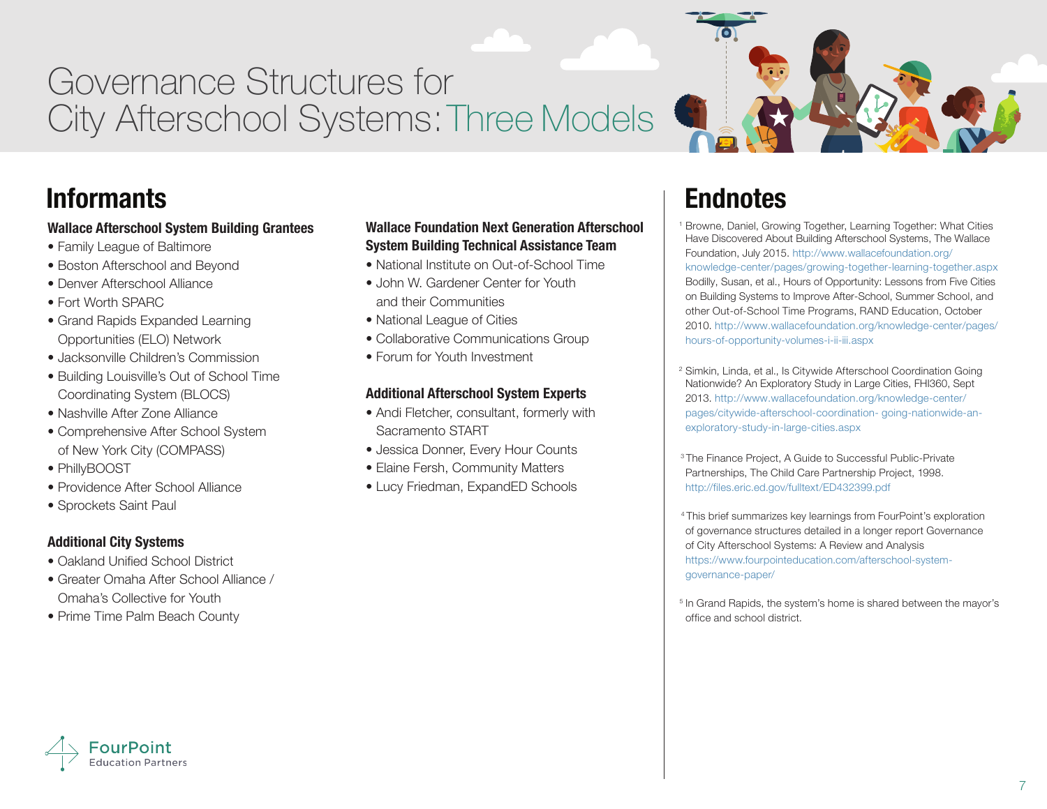# Governance Structures for City Afterschool Systems: Three Models

## Informants

### Wallace Afterschool System Building Grantees

- Family League of Baltimore
- Boston Afterschool and Beyond
- Denver Afterschool Alliance
- Fort Worth SPARC
- Grand Rapids Expanded Learning Opportunities (ELO) Network
- Jacksonville Children's Commission
- Building Louisville's Out of School Time Coordinating System (BLOCS)
- Nashville After Zone Alliance
- Comprehensive After School System of New York City (COMPASS)
- PhillyBOOST
- Providence After School Alliance
- Sprockets Saint Paul

### Additional City Systems

- Oakland Unified School District
- Greater Omaha After School Alliance / Omaha's Collective for Youth
- Prime Time Palm Beach County

### Wallace Foundation Next Generation Afterschool System Building Technical Assistance Team

- National Institute on Out-of-School Time
- John W. Gardener Center for Youth and their Communities
- National League of Cities
- Collaborative Communications Group
- Forum for Youth Investment

### Additional Afterschool System Experts

- Andi Fletcher, consultant, formerly with Sacramento START
- Jessica Donner, Every Hour Counts
- Elaine Fersh, Community Matters
- Lucy Friedman, ExpandED Schools

## Endnotes

[1] Browne, Daniel, Growing Together, Learning Together: What Cities Have Discovered About Building Afterschool Systems, The Wallace Foundation, July 2015. http://www.wallacefoundation.org/knowledge-center/pages/growing-together-learning-together.aspx Bodilly, Susan, et al., Hours of Opportunity: Lessons from Five Cities on Building Systems to Improve After-School, Summer School, and other Out-of-School Time Programs, RAND Education, October 2010. http://www.wallacefoundation.org/knowledge-center/pages/hours-of-opportunity-volumes-i-ii-iii.aspx

[2] Simkin, Linda, et al., Is Citywide Afterschool Coordination Going Nationwide? An Exploratory Study in Large Cities, FHI360, Sept 2013. http://www.wallacefoundation.org/knowledge-center/pages/citywide-afterschool-coordination- going-nationwide-an-exploratory-study-in-large-cities.aspx

[3] The Finance Project, A Guide to Successful Public-Private Partnerships, The Child Care Partnership Project, 1998. http://files.eric.ed.gov/fulltext/ED432399.pdf

[4] This brief summarizes key learnings from FourPoint's exploration of governance structures detailed in a longer report Governance of City Afterschool Systems: A Review and Analysis https://www.fourpointeducation.com/afterschool-system-governance-paper/

[5] In Grand Rapids, the system's home is shared between the mayor's office and school district.

FourPoint Education Partners